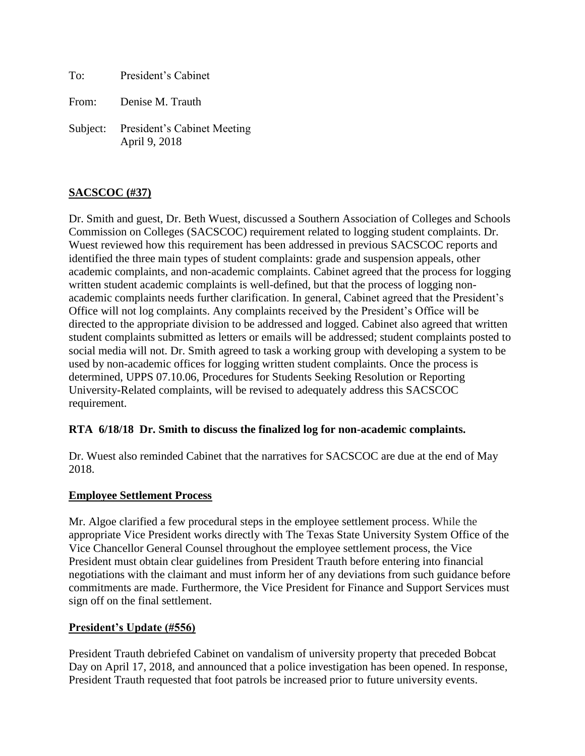To: President's Cabinet

From: Denise M. Trauth

Subject: President's Cabinet Meeting
April 9, 2018

**SACSCOC (#37)**

Dr. Smith and guest, Dr. Beth Wuest, discussed a Southern Association of Colleges and Schools Commission on Colleges (SACSCOC) requirement related to logging student complaints. Dr. Wuest reviewed how this requirement has been addressed in previous SACSCOC reports and identified the three main types of student complaints: grade and suspension appeals, other academic complaints, and non-academic complaints. Cabinet agreed that the process for logging written student academic complaints is well-defined, but that the process of logging non-academic complaints needs further clarification. In general, Cabinet agreed that the President's Office will not log complaints. Any complaints received by the President's Office will be directed to the appropriate division to be addressed and logged. Cabinet also agreed that written student complaints submitted as letters or emails will be addressed; student complaints posted to social media will not. Dr. Smith agreed to task a working group with developing a system to be used by non-academic offices for logging written student complaints. Once the process is determined, UPPS 07.10.06, Procedures for Students Seeking Resolution or Reporting University-Related complaints, will be revised to adequately address this SACSCOC requirement.

**RTA 6/18/18 Dr. Smith to discuss the finalized log for non-academic complaints.**

Dr. Wuest also reminded Cabinet that the narratives for SACSCOC are due at the end of May 2018.

**Employee Settlement Process**

Mr. Algoe clarified a few procedural steps in the employee settlement process. While the appropriate Vice President works directly with The Texas State University System Office of the Vice Chancellor General Counsel throughout the employee settlement process, the Vice President must obtain clear guidelines from President Trauth before entering into financial negotiations with the claimant and must inform her of any deviations from such guidance before commitments are made. Furthermore, the Vice President for Finance and Support Services must sign off on the final settlement.

**President's Update (#556)**

President Trauth debriefed Cabinet on vandalism of university property that preceded Bobcat Day on April 17, 2018, and announced that a police investigation has been opened. In response, President Trauth requested that foot patrols be increased prior to future university events.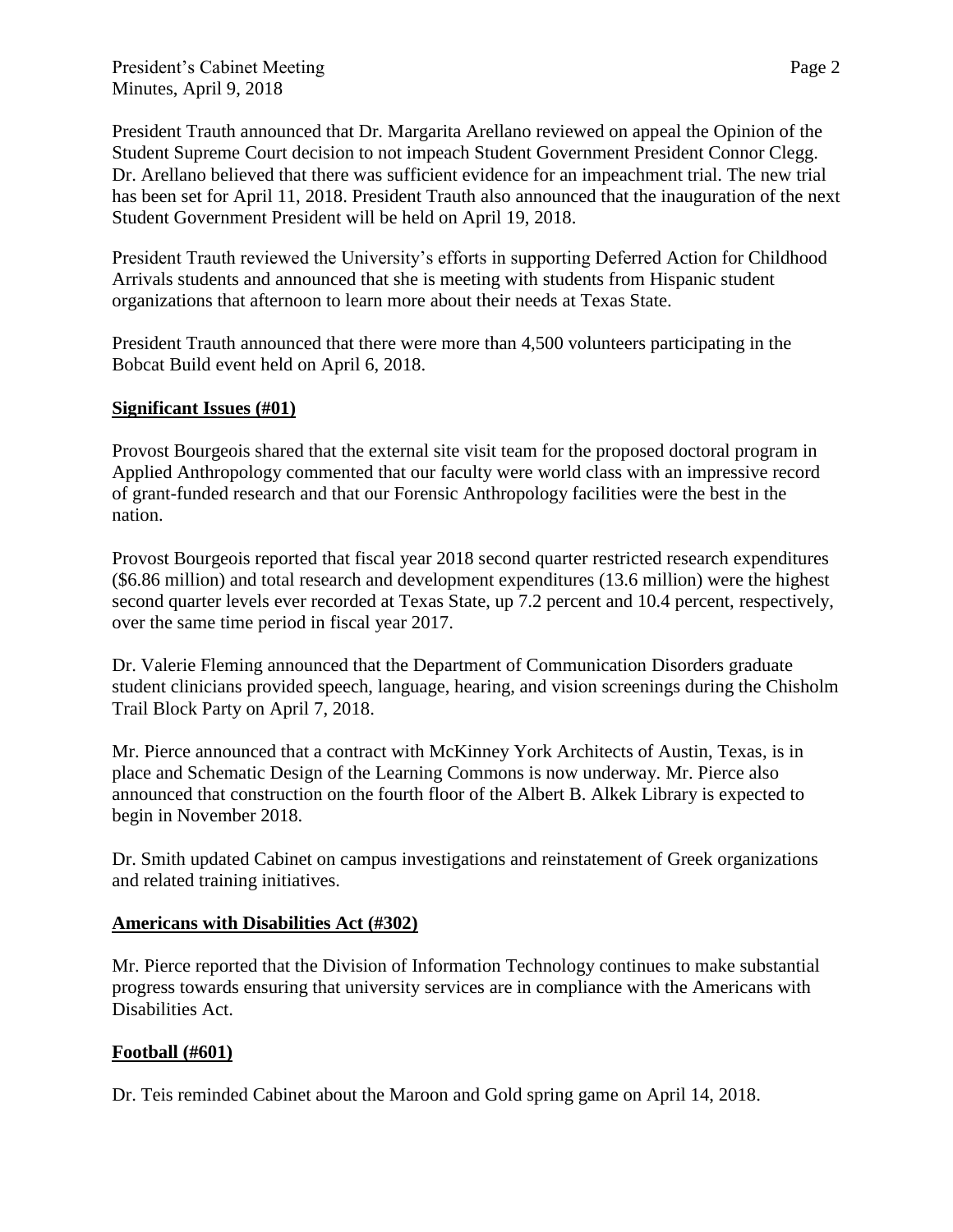President Trauth announced that Dr. Margarita Arellano reviewed on appeal the Opinion of the Student Supreme Court decision to not impeach Student Government President Connor Clegg. Dr. Arellano believed that there was sufficient evidence for an impeachment trial. The new trial has been set for April 11, 2018. President Trauth also announced that the inauguration of the next Student Government President will be held on April 19, 2018.

President Trauth reviewed the University's efforts in supporting Deferred Action for Childhood Arrivals students and announced that she is meeting with students from Hispanic student organizations that afternoon to learn more about their needs at Texas State.

President Trauth announced that there were more than 4,500 volunteers participating in the Bobcat Build event held on April 6, 2018.

**Significant Issues (#01)**

Provost Bourgeois shared that the external site visit team for the proposed doctoral program in Applied Anthropology commented that our faculty were world class with an impressive record of grant-funded research and that our Forensic Anthropology facilities were the best in the nation.

Provost Bourgeois reported that fiscal year 2018 second quarter restricted research expenditures ($6.86 million) and total research and development expenditures (13.6 million) were the highest second quarter levels ever recorded at Texas State, up 7.2 percent and 10.4 percent, respectively, over the same time period in fiscal year 2017.

Dr. Valerie Fleming announced that the Department of Communication Disorders graduate student clinicians provided speech, language, hearing, and vision screenings during the Chisholm Trail Block Party on April 7, 2018.

Mr. Pierce announced that a contract with McKinney York Architects of Austin, Texas, is in place and Schematic Design of the Learning Commons is now underway. Mr. Pierce also announced that construction on the fourth floor of the Albert B. Alkek Library is expected to begin in November 2018.

Dr. Smith updated Cabinet on campus investigations and reinstatement of Greek organizations and related training initiatives.

**Americans with Disabilities Act (#302)**

Mr. Pierce reported that the Division of Information Technology continues to make substantial progress towards ensuring that university services are in compliance with the Americans with Disabilities Act.

**Football (#601)**

Dr. Teis reminded Cabinet about the Maroon and Gold spring game on April 14, 2018.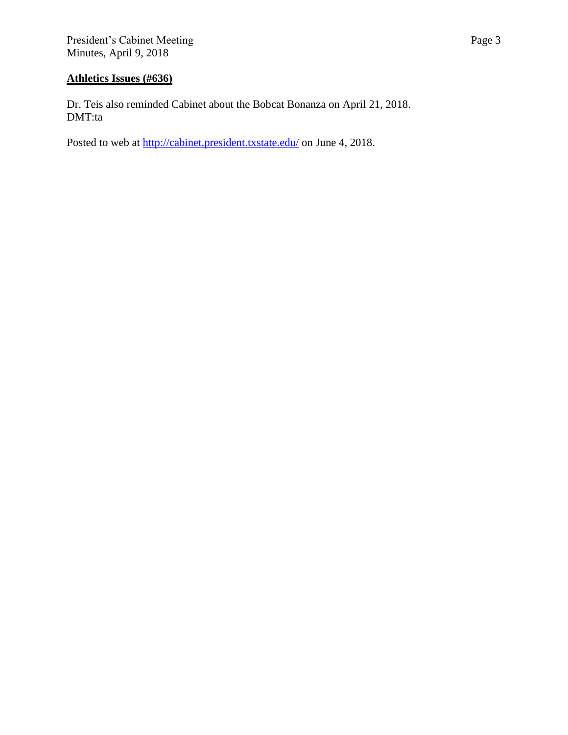**Athletics Issues (#636)**

Dr. Teis also reminded Cabinet about the Bobcat Bonanza on April 21, 2018.
DMT:ta

Posted to web at http://cabinet.president.txstate.edu/ on June 4, 2018.